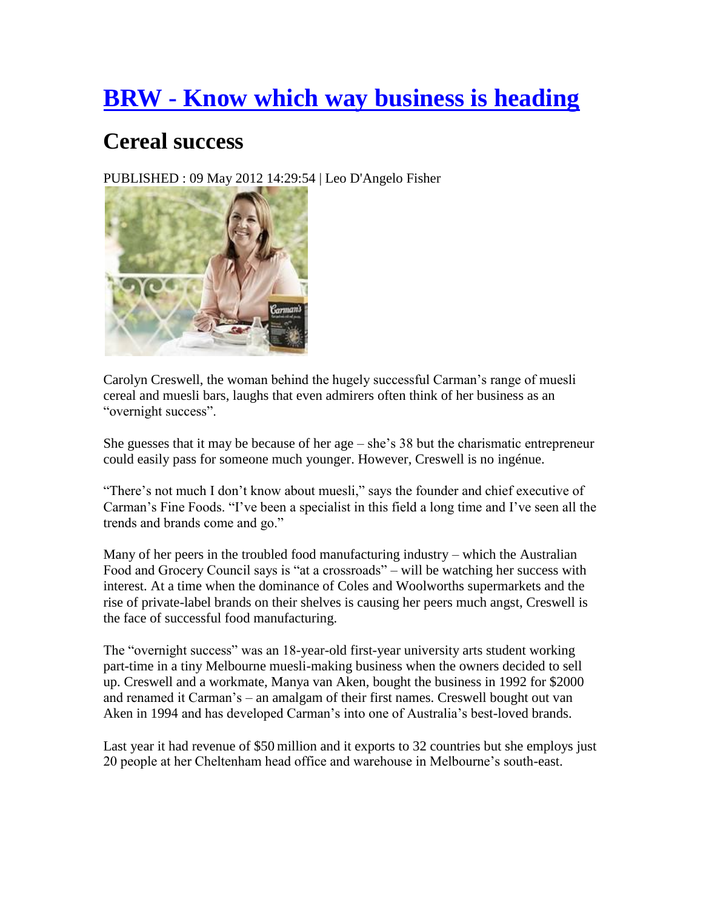# [BRW - Know which way business is heading]()

## Cereal success

PUBLISHED : 09 May 2012 14:29:54 | Leo D'Angelo Fisher

Carolyn Creswell, the woman behind the hugely successful Carman's range of muesli cereal and muesli bars, laughs that even admirers often think of her business as an "overnight success".

She guesses that it may be because of her age – she's 38 but the charismatic entrepreneur could easily pass for someone much younger. However, Creswell is no ingénue.

"There's not much I don't know about muesli," says the founder and chief executive of Carman's Fine Foods. "I've been a specialist in this field a long time and I've seen all the trends and brands come and go."

Many of her peers in the troubled food manufacturing industry – which the Australian Food and Grocery Council says is "at a crossroads" – will be watching her success with interest. At a time when the dominance of Coles and Woolworths supermarkets and the rise of private-label brands on their shelves is causing her peers much angst, Creswell is the face of successful food manufacturing.

The "overnight success" was an 18-year-old first-year university arts student working part-time in a tiny Melbourne muesli-making business when the owners decided to sell up. Creswell and a workmate, Manya van Aken, bought the business in 1992 for $2000 and renamed it Carman's – an amalgam of their first names. Creswell bought out van Aken in 1994 and has developed Carman's into one of Australia's best-loved brands.

Last year it had revenue of $50 million and it exports to 32 countries but she employs just 20 people at her Cheltenham head office and warehouse in Melbourne's south-east.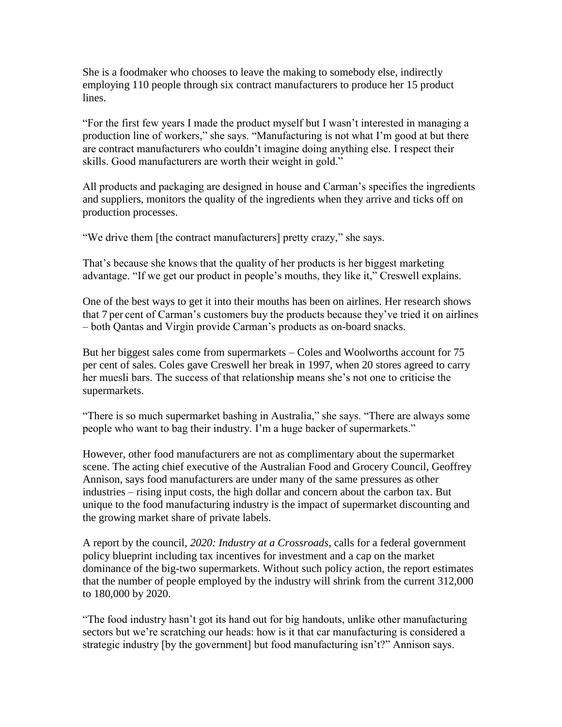She is a foodmaker who chooses to leave the making to somebody else, indirectly employing 110 people through six contract manufacturers to produce her 15 product lines.

"For the first few years I made the product myself but I wasn't interested in managing a production line of workers," she says. "Manufacturing is not what I'm good at but there are contract manufacturers who couldn't imagine doing anything else. I respect their skills. Good manufacturers are worth their weight in gold."

All products and packaging are designed in house and Carman's specifies the ingredients and suppliers, monitors the quality of the ingredients when they arrive and ticks off on production processes.

"We drive them [the contract manufacturers] pretty crazy," she says.

That's because she knows that the quality of her products is her biggest marketing advantage. "If we get our product in people's mouths, they like it," Creswell explains.

One of the best ways to get it into their mouths has been on airlines. Her research shows that 7 per cent of Carman's customers buy the products because they've tried it on airlines – both Qantas and Virgin provide Carman's products as on-board snacks.

But her biggest sales come from supermarkets – Coles and Woolworths account for 75 per cent of sales. Coles gave Creswell her break in 1997, when 20 stores agreed to carry her muesli bars. The success of that relationship means she's not one to criticise the supermarkets.

"There is so much supermarket bashing in Australia," she says. "There are always some people who want to bag their industry. I'm a huge backer of supermarkets."

However, other food manufacturers are not as complimentary about the supermarket scene. The acting chief executive of the Australian Food and Grocery Council, Geoffrey Annison, says food manufacturers are under many of the same pressures as other industries – rising input costs, the high dollar and concern about the carbon tax. But unique to the food manufacturing industry is the impact of supermarket discounting and the growing market share of private labels.

A report by the council, *2020: Industry at a Crossroads*, calls for a federal government policy blueprint including tax incentives for investment and a cap on the market dominance of the big-two supermarkets. Without such policy action, the report estimates that the number of people employed by the industry will shrink from the current 312,000 to 180,000 by 2020.

"The food industry hasn't got its hand out for big handouts, unlike other manufacturing sectors but we're scratching our heads: how is it that car manufacturing is considered a strategic industry [by the government] but food manufacturing isn't?" Annison says.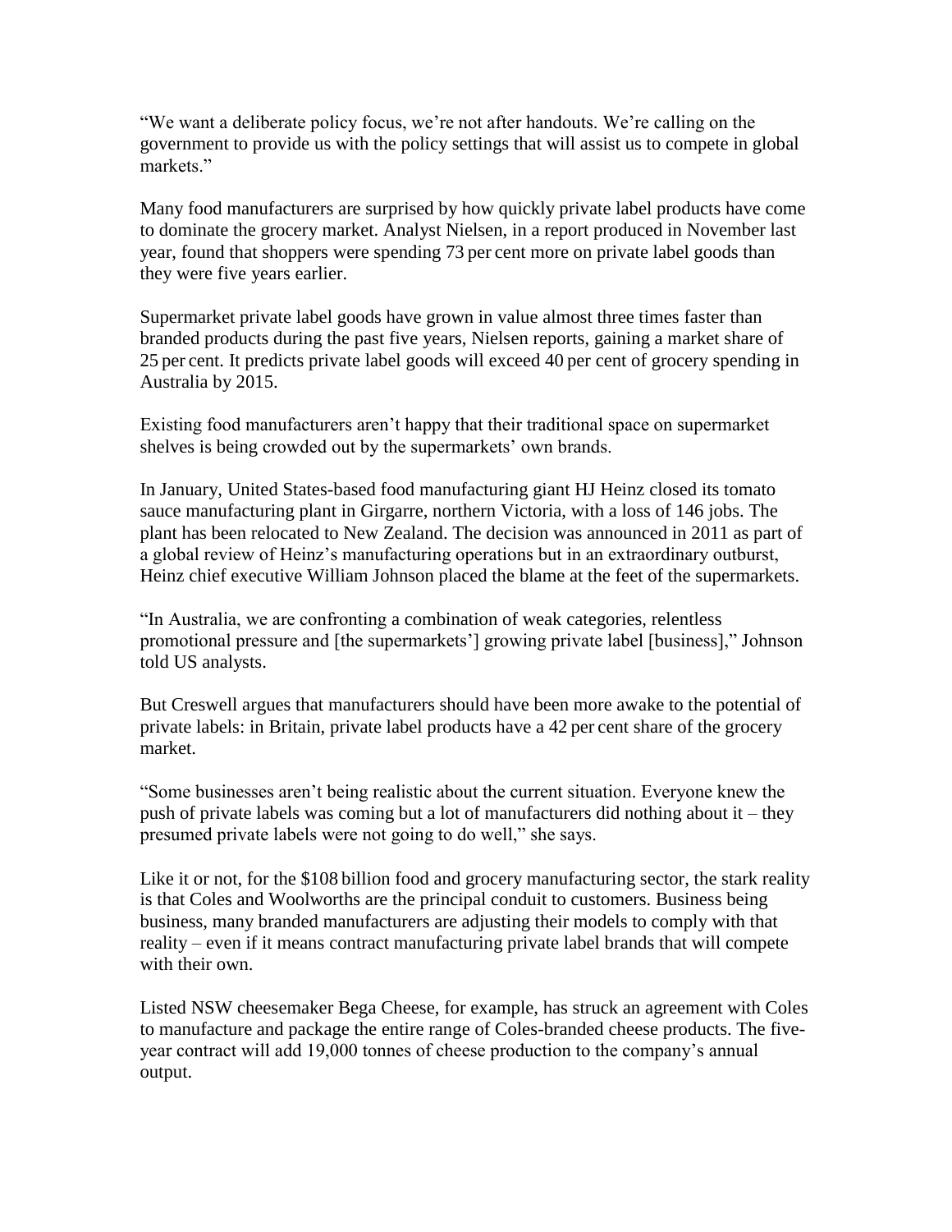"We want a deliberate policy focus, we're not after handouts. We're calling on the government to provide us with the policy settings that will assist us to compete in global markets."

Many food manufacturers are surprised by how quickly private label products have come to dominate the grocery market. Analyst Nielsen, in a report produced in November last year, found that shoppers were spending 73 per cent more on private label goods than they were five years earlier.

Supermarket private label goods have grown in value almost three times faster than branded products during the past five years, Nielsen reports, gaining a market share of 25 per cent. It predicts private label goods will exceed 40 per cent of grocery spending in Australia by 2015.

Existing food manufacturers aren't happy that their traditional space on supermarket shelves is being crowded out by the supermarkets' own brands.

In January, United States-based food manufacturing giant HJ Heinz closed its tomato sauce manufacturing plant in Girgarre, northern Victoria, with a loss of 146 jobs. The plant has been relocated to New Zealand. The decision was announced in 2011 as part of a global review of Heinz's manufacturing operations but in an extraordinary outburst, Heinz chief executive William Johnson placed the blame at the feet of the supermarkets.

"In Australia, we are confronting a combination of weak categories, relentless promotional pressure and [the supermarkets'] growing private label [business]," Johnson told US analysts.

But Creswell argues that manufacturers should have been more awake to the potential of private labels: in Britain, private label products have a 42 per cent share of the grocery market.

"Some businesses aren't being realistic about the current situation. Everyone knew the push of private labels was coming but a lot of manufacturers did nothing about it – they presumed private labels were not going to do well," she says.

Like it or not, for the $108 billion food and grocery manufacturing sector, the stark reality is that Coles and Woolworths are the principal conduit to customers. Business being business, many branded manufacturers are adjusting their models to comply with that reality – even if it means contract manufacturing private label brands that will compete with their own.

Listed NSW cheesemaker Bega Cheese, for example, has struck an agreement with Coles to manufacture and package the entire range of Coles-branded cheese products. The five-year contract will add 19,000 tonnes of cheese production to the company's annual output.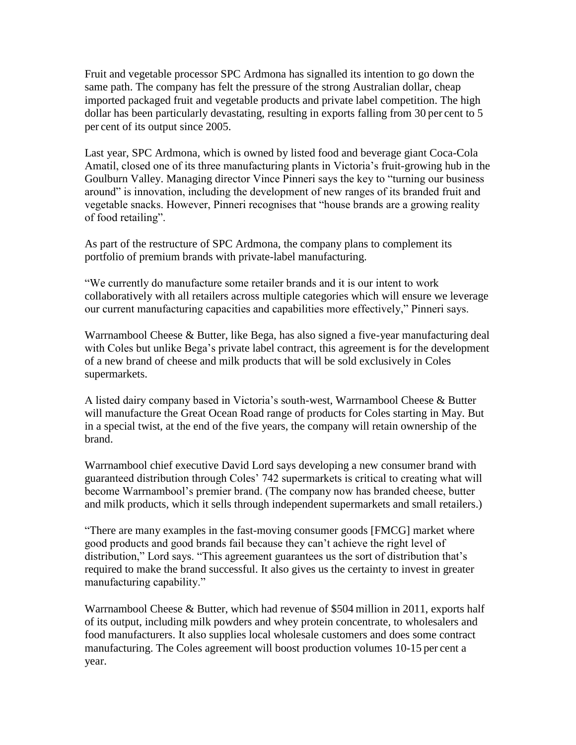Fruit and vegetable processor SPC Ardmona has signalled its intention to go down the same path. The company has felt the pressure of the strong Australian dollar, cheap imported packaged fruit and vegetable products and private label competition. The high dollar has been particularly devastating, resulting in exports falling from 30 per cent to 5 per cent of its output since 2005.

Last year, SPC Ardmona, which is owned by listed food and beverage giant Coca-Cola Amatil, closed one of its three manufacturing plants in Victoria's fruit-growing hub in the Goulburn Valley. Managing director Vince Pinneri says the key to "turning our business around" is innovation, including the development of new ranges of its branded fruit and vegetable snacks. However, Pinneri recognises that "house brands are a growing reality of food retailing".

As part of the restructure of SPC Ardmona, the company plans to complement its portfolio of premium brands with private-label manufacturing.

"We currently do manufacture some retailer brands and it is our intent to work collaboratively with all retailers across multiple categories which will ensure we leverage our current manufacturing capacities and capabilities more effectively," Pinneri says.

Warrnambool Cheese & Butter, like Bega, has also signed a five-year manufacturing deal with Coles but unlike Bega's private label contract, this agreement is for the development of a new brand of cheese and milk products that will be sold exclusively in Coles supermarkets.

A listed dairy company based in Victoria's south-west, Warrnambool Cheese & Butter will manufacture the Great Ocean Road range of products for Coles starting in May. But in a special twist, at the end of the five years, the company will retain ownership of the brand.

Warrnambool chief executive David Lord says developing a new consumer brand with guaranteed distribution through Coles' 742 supermarkets is critical to creating what will become Warrnambool's premier brand. (The company now has branded cheese, butter and milk products, which it sells through independent supermarkets and small retailers.)

"There are many examples in the fast-moving consumer goods [FMCG] market where good products and good brands fail because they can't achieve the right level of distribution," Lord says. "This agreement guarantees us the sort of distribution that's required to make the brand successful. It also gives us the certainty to invest in greater manufacturing capability."

Warrnambool Cheese & Butter, which had revenue of $504 million in 2011, exports half of its output, including milk powders and whey protein concentrate, to wholesalers and food manufacturers. It also supplies local wholesale customers and does some contract manufacturing. The Coles agreement will boost production volumes 10-15 per cent a year.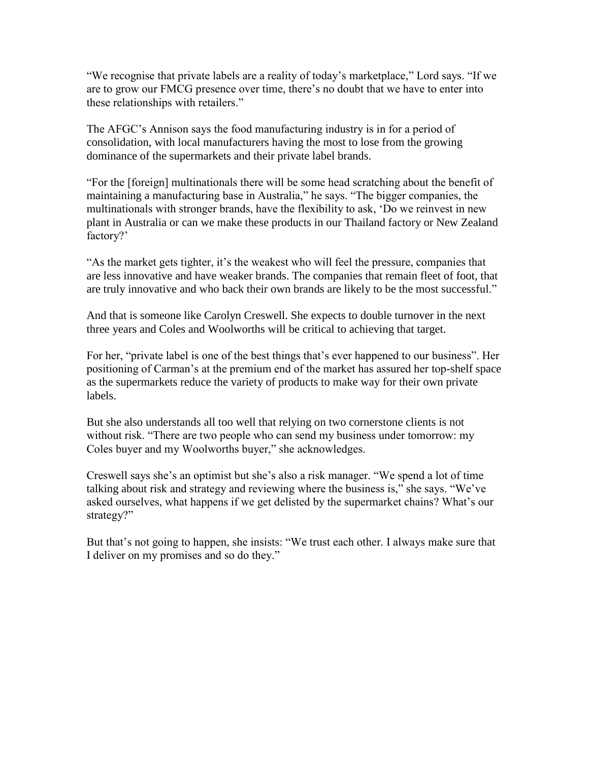“We recognise that private labels are a reality of today’s marketplace,” Lord says. “If we are to grow our FMCG presence over time, there’s no doubt that we have to enter into these relationships with retailers.”

The AFGC’s Annison says the food manufacturing industry is in for a period of consolidation, with local manufacturers having the most to lose from the growing dominance of the supermarkets and their private label brands.

“For the [foreign] multinationals there will be some head scratching about the benefit of maintaining a manufacturing base in Australia,” he says. “The bigger companies, the multinationals with stronger brands, have the flexibility to ask, ‘Do we reinvest in new plant in Australia or can we make these products in our Thailand factory or New Zealand factory?’

“As the market gets tighter, it’s the weakest who will feel the pressure, companies that are less innovative and have weaker brands. The companies that remain fleet of foot, that are truly innovative and who back their own brands are likely to be the most successful.”

And that is someone like Carolyn Creswell. She expects to double turnover in the next three years and Coles and Woolworths will be critical to achieving that target.

For her, “private label is one of the best things that’s ever happened to our business”. Her positioning of Carman’s at the premium end of the market has assured her top-shelf space as the supermarkets reduce the variety of products to make way for their own private labels.

But she also understands all too well that relying on two cornerstone clients is not without risk. “There are two people who can send my business under tomorrow: my Coles buyer and my Woolworths buyer,” she acknowledges.

Creswell says she’s an optimist but she’s also a risk manager. “We spend a lot of time talking about risk and strategy and reviewing where the business is,” she says. “We’ve asked ourselves, what happens if we get delisted by the supermarket chains? What’s our strategy?”

But that’s not going to happen, she insists: “We trust each other. I always make sure that I deliver on my promises and so do they.”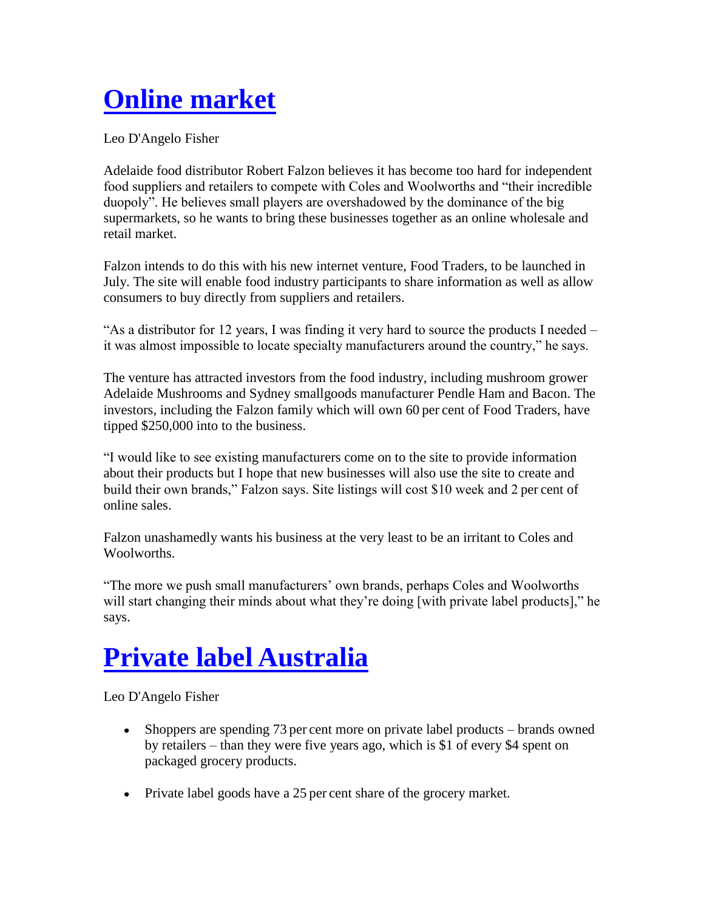# Online market

Leo D'Angelo Fisher

Adelaide food distributor Robert Falzon believes it has become too hard for independent food suppliers and retailers to compete with Coles and Woolworths and "their incredible duopoly". He believes small players are overshadowed by the dominance of the big supermarkets, so he wants to bring these businesses together as an online wholesale and retail market.

Falzon intends to do this with his new internet venture, Food Traders, to be launched in July. The site will enable food industry participants to share information as well as allow consumers to buy directly from suppliers and retailers.

"As a distributor for 12 years, I was finding it very hard to source the products I needed – it was almost impossible to locate specialty manufacturers around the country," he says.

The venture has attracted investors from the food industry, including mushroom grower Adelaide Mushrooms and Sydney smallgoods manufacturer Pendle Ham and Bacon. The investors, including the Falzon family which will own 60 per cent of Food Traders, have tipped $250,000 into to the business.

"I would like to see existing manufacturers come on to the site to provide information about their products but I hope that new businesses will also use the site to create and build their own brands," Falzon says. Site listings will cost $10 week and 2 per cent of online sales.

Falzon unashamedly wants his business at the very least to be an irritant to Coles and Woolworths.

"The more we push small manufacturers' own brands, perhaps Coles and Woolworths will start changing their minds about what they're doing [with private label products]," he says.

# Private label Australia

Leo D'Angelo Fisher

- Shoppers are spending 73 per cent more on private label products – brands owned by retailers – than they were five years ago, which is $1 of every $4 spent on packaged grocery products.
- Private label goods have a 25 per cent share of the grocery market.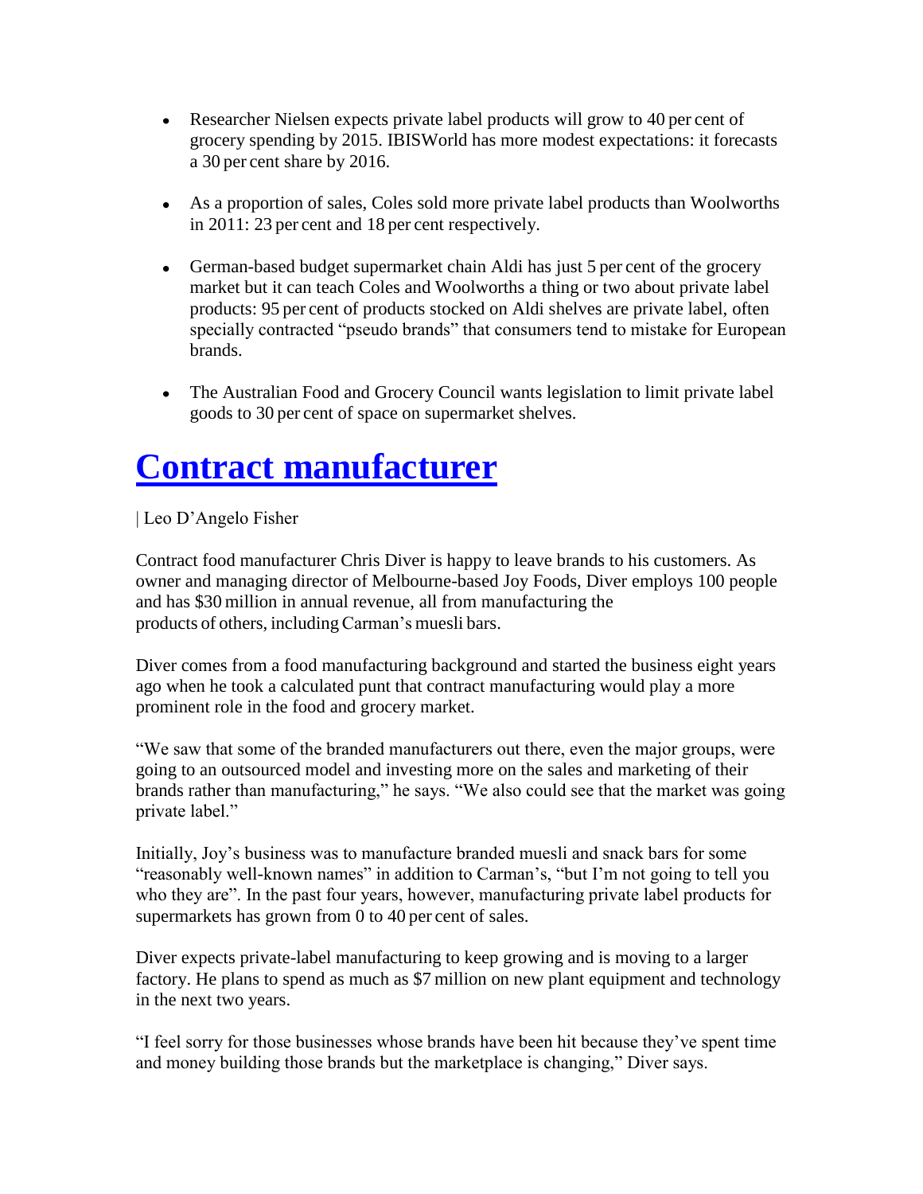- Researcher Nielsen expects private label products will grow to 40 per cent of grocery spending by 2015. IBISWorld has more modest expectations: it forecasts a 30 per cent share by 2016.
- As a proportion of sales, Coles sold more private label products than Woolworths in 2011: 23 per cent and 18 per cent respectively.
- German-based budget supermarket chain Aldi has just 5 per cent of the grocery market but it can teach Coles and Woolworths a thing or two about private label products: 95 per cent of products stocked on Aldi shelves are private label, often specially contracted "pseudo brands" that consumers tend to mistake for European brands.
- The Australian Food and Grocery Council wants legislation to limit private label goods to 30 per cent of space on supermarket shelves.

# Contract manufacturer

| Leo D'Angelo Fisher

Contract food manufacturer Chris Diver is happy to leave brands to his customers. As owner and managing director of Melbourne-based Joy Foods, Diver employs 100 people and has $30 million in annual revenue, all from manufacturing the products of others, including Carman's muesli bars.

Diver comes from a food manufacturing background and started the business eight years ago when he took a calculated punt that contract manufacturing would play a more prominent role in the food and grocery market.

"We saw that some of the branded manufacturers out there, even the major groups, were going to an outsourced model and investing more on the sales and marketing of their brands rather than manufacturing," he says. "We also could see that the market was going private label."

Initially, Joy's business was to manufacture branded muesli and snack bars for some "reasonably well-known names" in addition to Carman's, "but I'm not going to tell you who they are". In the past four years, however, manufacturing private label products for supermarkets has grown from 0 to 40 per cent of sales.

Diver expects private-label manufacturing to keep growing and is moving to a larger factory. He plans to spend as much as $7 million on new plant equipment and technology in the next two years.

"I feel sorry for those businesses whose brands have been hit because they've spent time and money building those brands but the marketplace is changing," Diver says.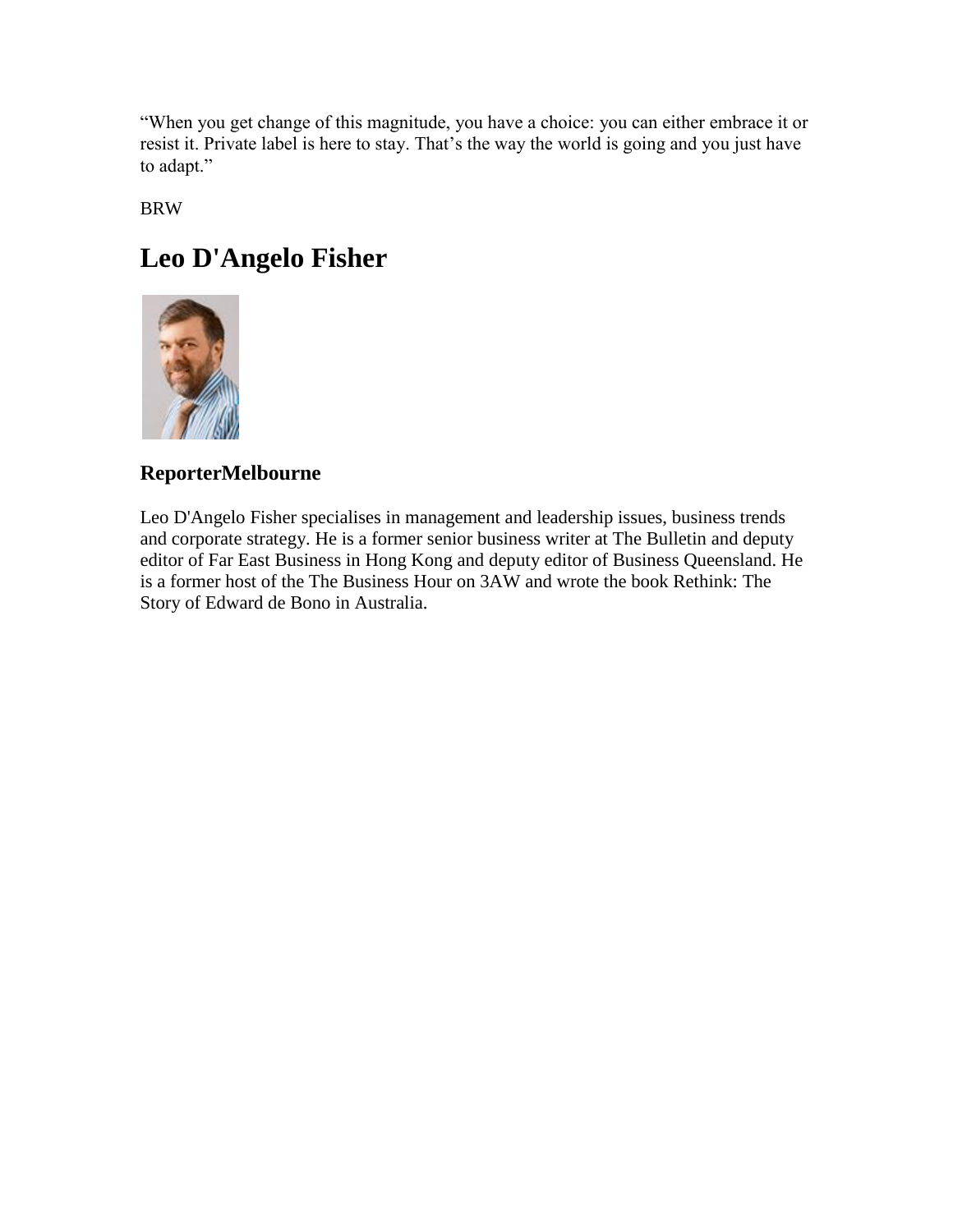"When you get change of this magnitude, you have a choice: you can either embrace it or resist it. Private label is here to stay. That's the way the world is going and you just have to adapt."

BRW

# Leo D'Angelo Fisher

### ReporterMelbourne

Leo D'Angelo Fisher specialises in management and leadership issues, business trends and corporate strategy. He is a former senior business writer at The Bulletin and deputy editor of Far East Business in Hong Kong and deputy editor of Business Queensland. He is a former host of the The Business Hour on 3AW and wrote the book Rethink: The Story of Edward de Bono in Australia.